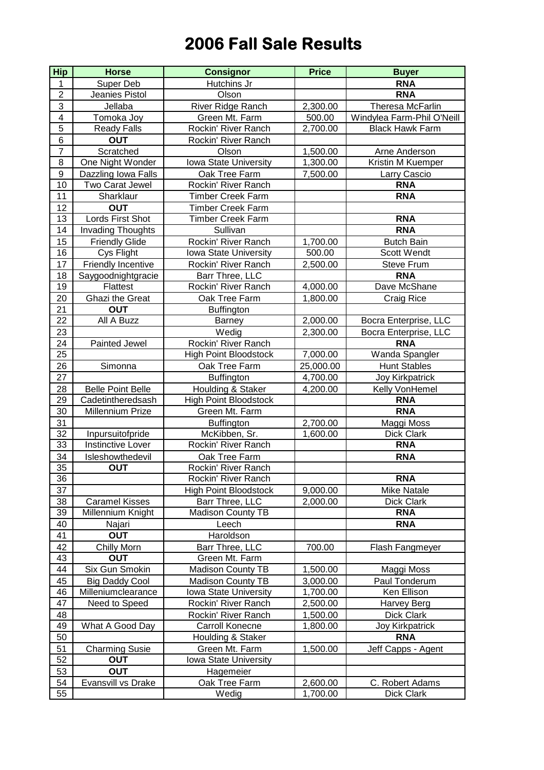# 2006 Fall Sale Results

| Hip | Horse | Consignor | Price | Buyer |
|---|---|---|---|---|
| 1 | Super Deb | Hutchins Jr | | **RNA** |
| 2 | Jeanies Pistol | Olson | | **RNA** |
| 3 | Jellaba | River Ridge Ranch | 2,300.00 | Theresa McFarlin |
| 4 | Tomoka Joy | Green Mt. Farm | 500.00 | Windylea Farm-Phil O'Neill |
| 5 | Ready Falls | Rockin' River Ranch | 2,700.00 | Black Hawk Farm |
| 6 | **OUT** | Rockin' River Ranch | | |
| 7 | Scratched | Olson | 1,500.00 | Arne Anderson |
| 8 | One Night Wonder | Iowa State University | 1,300.00 | Kristin M Kuemper |
| 9 | Dazzling Iowa Falls | Oak Tree Farm | 7,500.00 | Larry Cascio |
| 10 | Two Carat Jewel | Rockin' River Ranch | | **RNA** |
| 11 | Sharklaur | Timber Creek Farm | | **RNA** |
| 12 | **OUT** | Timber Creek Farm | | |
| 13 | Lords First Shot | Timber Creek Farm | | **RNA** |
| 14 | Invading Thoughts | Sullivan | | **RNA** |
| 15 | Friendly Glide | Rockin' River Ranch | 1,700.00 | Butch Bain |
| 16 | Cys Flight | Iowa State University | 500.00 | Scott Wendt |
| 17 | Friendly Incentive | Rockin' River Ranch | 2,500.00 | Steve Frum |
| 18 | Saygoodnightgracie | Barr Three, LLC | | **RNA** |
| 19 | Flattest | Rockin' River Ranch | 4,000.00 | Dave McShane |
| 20 | Ghazi the Great | Oak Tree Farm | 1,800.00 | Craig Rice |
| 21 | **OUT** | Buffington | | |
| 22 | All A Buzz | Barney | 2,000.00 | Bocra Enterprise, LLC |
| 23 | | Wedig | 2,300.00 | Bocra Enterprise, LLC |
| 24 | Painted Jewel | Rockin' River Ranch | | **RNA** |
| 25 | | High Point Bloodstock | 7,000.00 | Wanda Spangler |
| 26 | Simonna | Oak Tree Farm | 25,000.00 | Hunt Stables |
| 27 | | Buffington | 4,700.00 | Joy Kirkpatrick |
| 28 | Belle Point Belle | Houlding & Staker | 4,200.00 | Kelly VonHemel |
| 29 | Cadetintheredsash | High Point Bloodstock | | **RNA** |
| 30 | Millennium Prize | Green Mt. Farm | | **RNA** |
| 31 | | Buffington | 2,700.00 | Maggi Moss |
| 32 | Inpursuitofpride | McKibben, Sr. | 1,600.00 | Dick Clark |
| 33 | Instinctive Lover | Rockin' River Ranch | | **RNA** |
| 34 | Isleshowthedevil | Oak Tree Farm | | **RNA** |
| 35 | **OUT** | Rockin' River Ranch | | |
| 36 | | Rockin' River Ranch | | **RNA** |
| 37 | | High Point Bloodstock | 9,000.00 | Mike Natale |
| 38 | Caramel Kisses | Barr Three, LLC | 2,000.00 | Dick Clark |
| 39 | Millennium Knight | Madison County TB | | **RNA** |
| 40 | Najari | Leech | | **RNA** |
| 41 | **OUT** | Haroldson | | |
| 42 | Chilly Morn | Barr Three, LLC | 700.00 | Flash Fangmeyer |
| 43 | **OUT** | Green Mt. Farm | | |
| 44 | Six Gun Smokin | Madison County TB | 1,500.00 | Maggi Moss |
| 45 | Big Daddy Cool | Madison County TB | 3,000.00 | Paul Tonderum |
| 46 | Milleniumclearance | Iowa State University | 1,700.00 | Ken Ellison |
| 47 | Need to Speed | Rockin' River Ranch | 2,500.00 | Harvey Berg |
| 48 | | Rockin' River Ranch | 1,500.00 | Dick Clark |
| 49 | What A Good Day | Carroll Konecne | 1,800.00 | Joy Kirkpatrick |
| 50 | | Houlding & Staker | | **RNA** |
| 51 | Charming Susie | Green Mt. Farm | 1,500.00 | Jeff Capps - Agent |
| 52 | **OUT** | Iowa State University | | |
| 53 | **OUT** | Hagemeier | | |
| 54 | Evansvill vs Drake | Oak Tree Farm | 2,600.00 | C. Robert Adams |
| 55 | | Wedig | 1,700.00 | Dick Clark |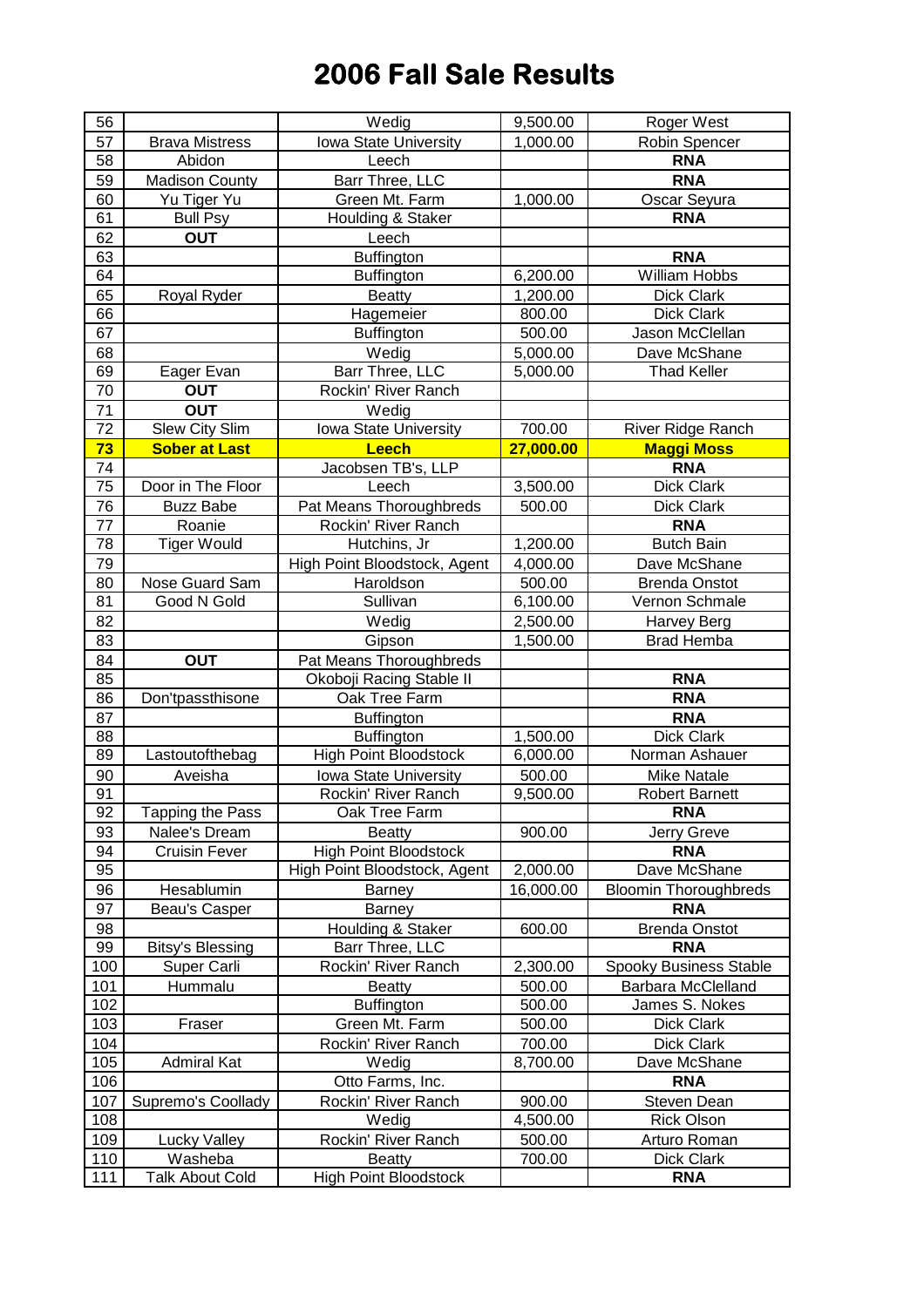# 2006 Fall Sale Results

| | | | | |
|---|---|---|---|---|
| 56 | | Wedig | 9,500.00 | Roger West |
| 57 | Brava Mistress | Iowa State University | 1,000.00 | Robin Spencer |
| 58 | Abidon | Leech | | **RNA** |
| 59 | Madison County | Barr Three, LLC | | **RNA** |
| 60 | Yu Tiger Yu | Green Mt. Farm | 1,000.00 | Oscar Seyura |
| 61 | Bull Psy | Houlding & Staker | | **RNA** |
| 62 | **OUT** | Leech | | |
| 63 | | Buffington | | **RNA** |
| 64 | | Buffington | 6,200.00 | William Hobbs |
| 65 | Royal Ryder | Beatty | 1,200.00 | Dick Clark |
| 66 | | Hagemeier | 800.00 | Dick Clark |
| 67 | | Buffington | 500.00 | Jason McClellan |
| 68 | | Wedig | 5,000.00 | Dave McShane |
| 69 | Eager Evan | Barr Three, LLC | 5,000.00 | Thad Keller |
| 70 | **OUT** | Rockin' River Ranch | | |
| 71 | **OUT** | Wedig | | |
| 72 | Slew City Slim | Iowa State University | 700.00 | River Ridge Ranch |
| **73** | **Sober at Last** | **Leech** | **27,000.00** | **Maggi Moss** |
| 74 | | Jacobsen TB's, LLP | | **RNA** |
| 75 | Door in The Floor | Leech | 3,500.00 | Dick Clark |
| 76 | Buzz Babe | Pat Means Thoroughbreds | 500.00 | Dick Clark |
| 77 | Roanie | Rockin' River Ranch | | **RNA** |
| 78 | Tiger Would | Hutchins, Jr | 1,200.00 | Butch Bain |
| 79 | | High Point Bloodstock, Agent | 4,000.00 | Dave McShane |
| 80 | Nose Guard Sam | Haroldson | 500.00 | Brenda Onstot |
| 81 | Good N Gold | Sullivan | 6,100.00 | Vernon Schmale |
| 82 | | Wedig | 2,500.00 | Harvey Berg |
| 83 | | Gipson | 1,500.00 | Brad Hemba |
| 84 | **OUT** | Pat Means Thoroughbreds | | |
| 85 | | Okoboji Racing Stable II | | **RNA** |
| 86 | Don'tpassthisone | Oak Tree Farm | | **RNA** |
| 87 | | Buffington | | **RNA** |
| 88 | | Buffington | 1,500.00 | Dick Clark |
| 89 | Lastoutofthebag | High Point Bloodstock | 6,000.00 | Norman Ashauer |
| 90 | Aveisha | Iowa State University | 500.00 | Mike Natale |
| 91 | | Rockin' River Ranch | 9,500.00 | Robert Barnett |
| 92 | Tapping the Pass | Oak Tree Farm | | **RNA** |
| 93 | Nalee's Dream | Beatty | 900.00 | Jerry Greve |
| 94 | Cruisin Fever | High Point Bloodstock | | **RNA** |
| 95 | | High Point Bloodstock, Agent | 2,000.00 | Dave McShane |
| 96 | Hesablumin | Barney | 16,000.00 | Bloomin Thoroughbreds |
| 97 | Beau's Casper | Barney | | **RNA** |
| 98 | | Houlding & Staker | 600.00 | Brenda Onstot |
| 99 | Bitsy's Blessing | Barr Three, LLC | | **RNA** |
| 100 | Super Carli | Rockin' River Ranch | 2,300.00 | Spooky Business Stable |
| 101 | Hummalu | Beatty | 500.00 | Barbara McClelland |
| 102 | | Buffington | 500.00 | James S. Nokes |
| 103 | Fraser | Green Mt. Farm | 500.00 | Dick Clark |
| 104 | | Rockin' River Ranch | 700.00 | Dick Clark |
| 105 | Admiral Kat | Wedig | 8,700.00 | Dave McShane |
| 106 | | Otto Farms, Inc. | | **RNA** |
| 107 | Supremo's Coollady | Rockin' River Ranch | 900.00 | Steven Dean |
| 108 | | Wedig | 4,500.00 | Rick Olson |
| 109 | Lucky Valley | Rockin' River Ranch | 500.00 | Arturo Roman |
| 110 | Washeba | Beatty | 700.00 | Dick Clark |
| 111 | Talk About Cold | High Point Bloodstock | | **RNA** |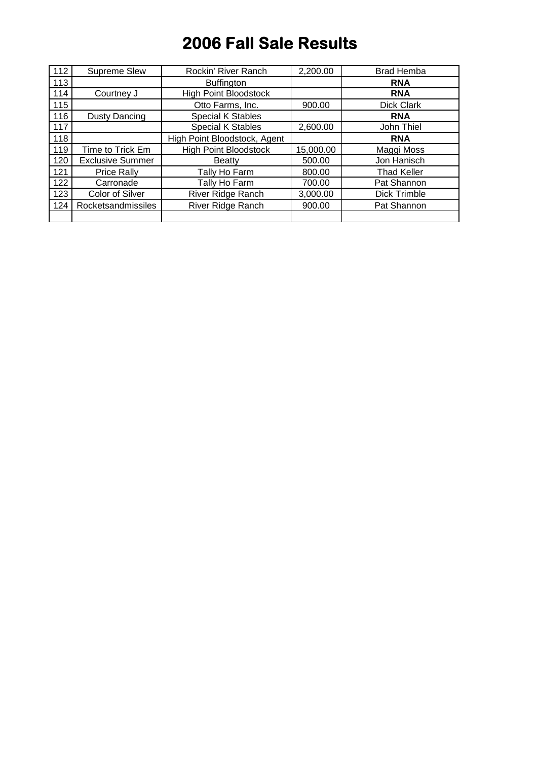# 2006 Fall Sale Results

| | | | | |
|---|---|---|---|---|
| 112 | Supreme Slew | Rockin' River Ranch | 2,200.00 | Brad Hemba |
| 113 | | Buffington | | **RNA** |
| 114 | Courtney J | High Point Bloodstock | | **RNA** |
| 115 | | Otto Farms, Inc. | 900.00 | Dick Clark |
| 116 | Dusty Dancing | Special K Stables | | **RNA** |
| 117 | | Special K Stables | 2,600.00 | John Thiel |
| 118 | | High Point Bloodstock, Agent | | **RNA** |
| 119 | Time to Trick Em | High Point Bloodstock | 15,000.00 | Maggi Moss |
| 120 | Exclusive Summer | Beatty | 500.00 | Jon Hanisch |
| 121 | Price Rally | Tally Ho Farm | 800.00 | Thad Keller |
| 122 | Carronade | Tally Ho Farm | 700.00 | Pat Shannon |
| 123 | Color of Silver | River Ridge Ranch | 3,000.00 | Dick Trimble |
| 124 | Rocketsandmissiles | River Ridge Ranch | 900.00 | Pat Shannon |
| | | | | |